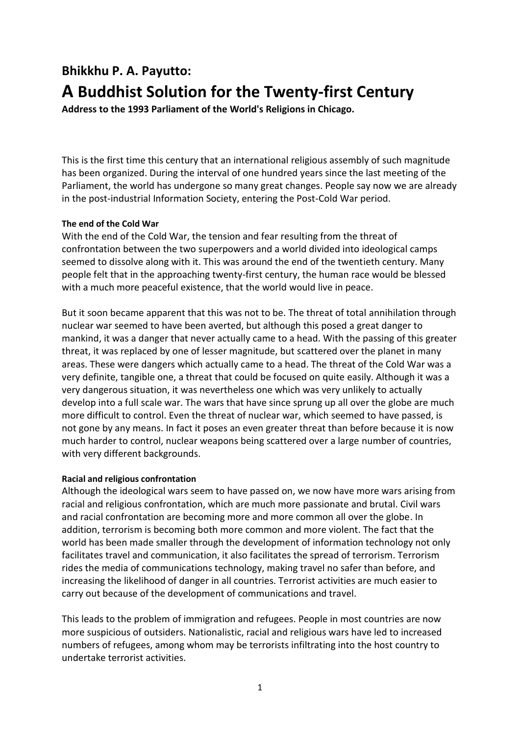## Bhikkhu P. A. Payutto:

# A Buddhist Solution for the Twenty-first Century

**Address to the 1993 Parliament of the World's Religions in Chicago.**

This is the first time this century that an international religious assembly of such magnitude has been organized. During the interval of one hundred years since the last meeting of the Parliament, the world has undergone so many great changes. People say now we are already in the post-industrial Information Society, entering the Post-Cold War period.

#### The end of the Cold War

With the end of the Cold War, the tension and fear resulting from the threat of confrontation between the two superpowers and a world divided into ideological camps seemed to dissolve along with it. This was around the end of the twentieth century. Many people felt that in the approaching twenty-first century, the human race would be blessed with a much more peaceful existence, that the world would live in peace.

But it soon became apparent that this was not to be. The threat of total annihilation through nuclear war seemed to have been averted, but although this posed a great danger to mankind, it was a danger that never actually came to a head. With the passing of this greater threat, it was replaced by one of lesser magnitude, but scattered over the planet in many areas. These were dangers which actually came to a head. The threat of the Cold War was a very definite, tangible one, a threat that could be focused on quite easily. Although it was a very dangerous situation, it was nevertheless one which was very unlikely to actually develop into a full scale war. The wars that have since sprung up all over the globe are much more difficult to control. Even the threat of nuclear war, which seemed to have passed, is not gone by any means. In fact it poses an even greater threat than before because it is now much harder to control, nuclear weapons being scattered over a large number of countries, with very different backgrounds.

#### Racial and religious confrontation

Although the ideological wars seem to have passed on, we now have more wars arising from racial and religious confrontation, which are much more passionate and brutal. Civil wars and racial confrontation are becoming more and more common all over the globe. In addition, terrorism is becoming both more common and more violent. The fact that the world has been made smaller through the development of information technology not only facilitates travel and communication, it also facilitates the spread of terrorism. Terrorism rides the media of communications technology, making travel no safer than before, and increasing the likelihood of danger in all countries. Terrorist activities are much easier to carry out because of the development of communications and travel.

This leads to the problem of immigration and refugees. People in most countries are now more suspicious of outsiders. Nationalistic, racial and religious wars have led to increased numbers of refugees, among whom may be terrorists infiltrating into the host country to undertake terrorist activities.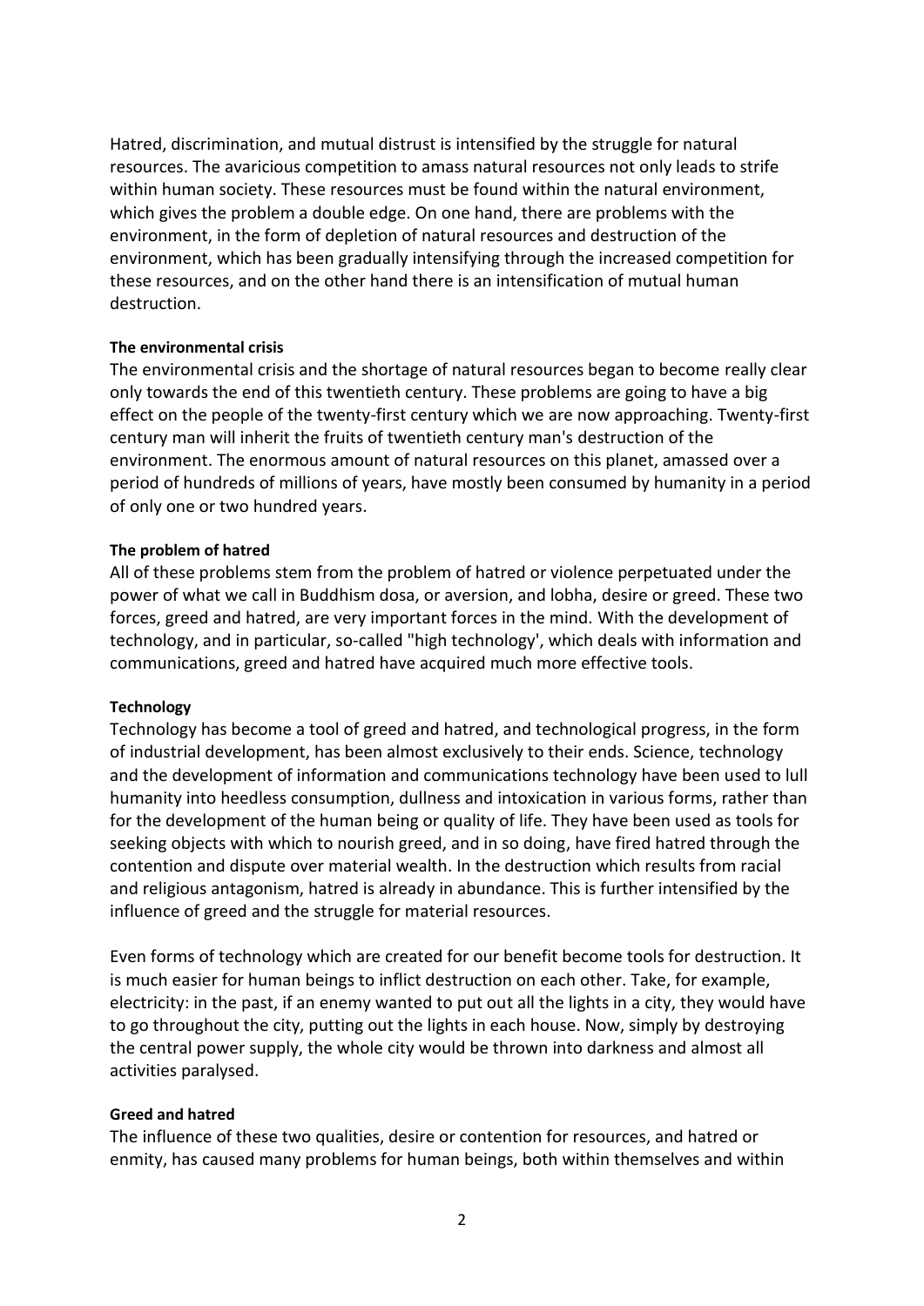Hatred, discrimination, and mutual distrust is intensified by the struggle for natural resources. The avaricious competition to amass natural resources not only leads to strife within human society. These resources must be found within the natural environment, which gives the problem a double edge. On one hand, there are problems with the environment, in the form of depletion of natural resources and destruction of the environment, which has been gradually intensifying through the increased competition for these resources, and on the other hand there is an intensification of mutual human destruction.

**The environmental crisis**

The environmental crisis and the shortage of natural resources began to become really clear only towards the end of this twentieth century. These problems are going to have a big effect on the people of the twenty-first century which we are now approaching. Twenty-first century man will inherit the fruits of twentieth century man's destruction of the environment. The enormous amount of natural resources on this planet, amassed over a period of hundreds of millions of years, have mostly been consumed by humanity in a period of only one or two hundred years.

**The problem of hatred**

All of these problems stem from the problem of hatred or violence perpetuated under the power of what we call in Buddhism dosa, or aversion, and lobha, desire or greed. These two forces, greed and hatred, are very important forces in the mind. With the development of technology, and in particular, so-called "high technology', which deals with information and communications, greed and hatred have acquired much more effective tools.

**Technology**

Technology has become a tool of greed and hatred, and technological progress, in the form of industrial development, has been almost exclusively to their ends. Science, technology and the development of information and communications technology have been used to lull humanity into heedless consumption, dullness and intoxication in various forms, rather than for the development of the human being or quality of life. They have been used as tools for seeking objects with which to nourish greed, and in so doing, have fired hatred through the contention and dispute over material wealth. In the destruction which results from racial and religious antagonism, hatred is already in abundance. This is further intensified by the influence of greed and the struggle for material resources.

Even forms of technology which are created for our benefit become tools for destruction. It is much easier for human beings to inflict destruction on each other. Take, for example, electricity: in the past, if an enemy wanted to put out all the lights in a city, they would have to go throughout the city, putting out the lights in each house. Now, simply by destroying the central power supply, the whole city would be thrown into darkness and almost all activities paralysed.

**Greed and hatred**

The influence of these two qualities, desire or contention for resources, and hatred or enmity, has caused many problems for human beings, both within themselves and within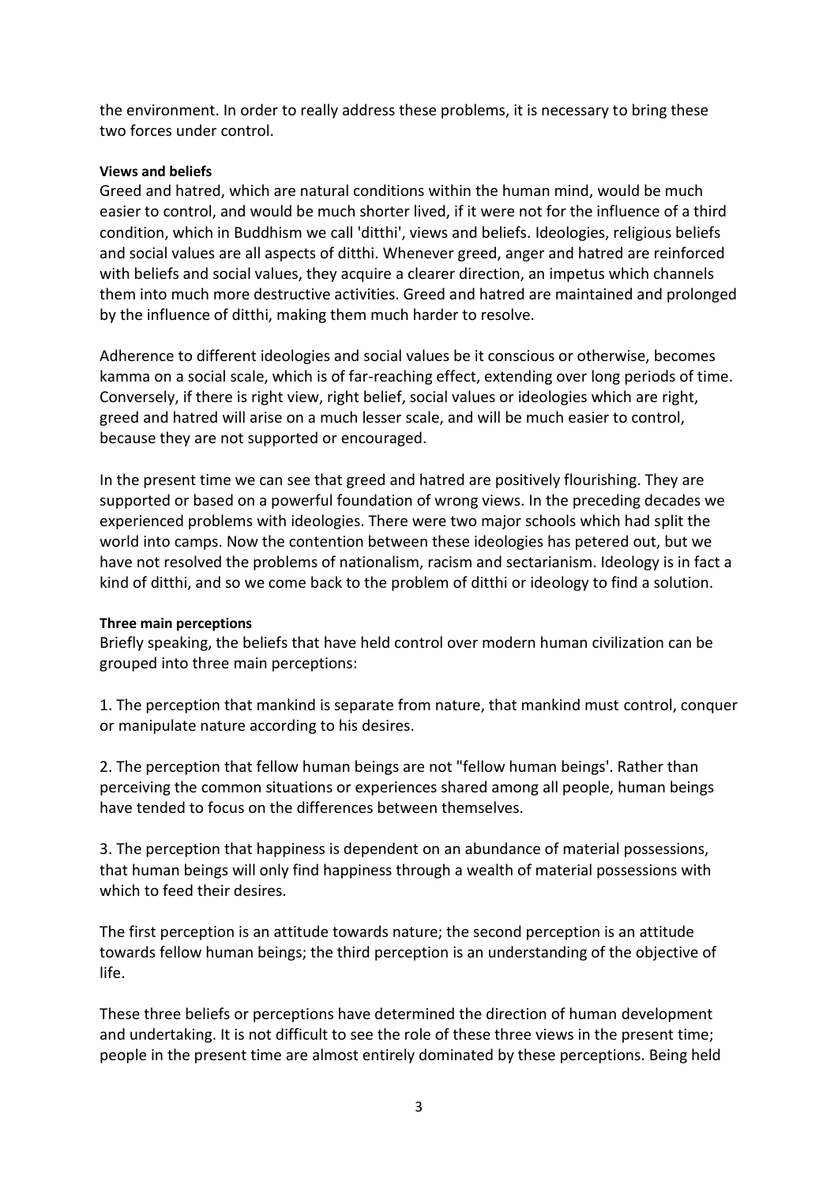the environment. In order to really address these problems, it is necessary to bring these two forces under control.

**Views and beliefs**

Greed and hatred, which are natural conditions within the human mind, would be much easier to control, and would be much shorter lived, if it were not for the influence of a third condition, which in Buddhism we call 'ditthi', views and beliefs. Ideologies, religious beliefs and social values are all aspects of ditthi. Whenever greed, anger and hatred are reinforced with beliefs and social values, they acquire a clearer direction, an impetus which channels them into much more destructive activities. Greed and hatred are maintained and prolonged by the influence of ditthi, making them much harder to resolve.

Adherence to different ideologies and social values be it conscious or otherwise, becomes kamma on a social scale, which is of far-reaching effect, extending over long periods of time. Conversely, if there is right view, right belief, social values or ideologies which are right, greed and hatred will arise on a much lesser scale, and will be much easier to control, because they are not supported or encouraged.

In the present time we can see that greed and hatred are positively flourishing. They are supported or based on a powerful foundation of wrong views. In the preceding decades we experienced problems with ideologies. There were two major schools which had split the world into camps. Now the contention between these ideologies has petered out, but we have not resolved the problems of nationalism, racism and sectarianism. Ideology is in fact a kind of ditthi, and so we come back to the problem of ditthi or ideology to find a solution.

**Three main perceptions**

Briefly speaking, the beliefs that have held control over modern human civilization can be grouped into three main perceptions:

1. The perception that mankind is separate from nature, that mankind must control, conquer or manipulate nature according to his desires.

2. The perception that fellow human beings are not "fellow human beings'. Rather than perceiving the common situations or experiences shared among all people, human beings have tended to focus on the differences between themselves.

3. The perception that happiness is dependent on an abundance of material possessions, that human beings will only find happiness through a wealth of material possessions with which to feed their desires.

The first perception is an attitude towards nature; the second perception is an attitude towards fellow human beings; the third perception is an understanding of the objective of life.

These three beliefs or perceptions have determined the direction of human development and undertaking. It is not difficult to see the role of these three views in the present time; people in the present time are almost entirely dominated by these perceptions. Being held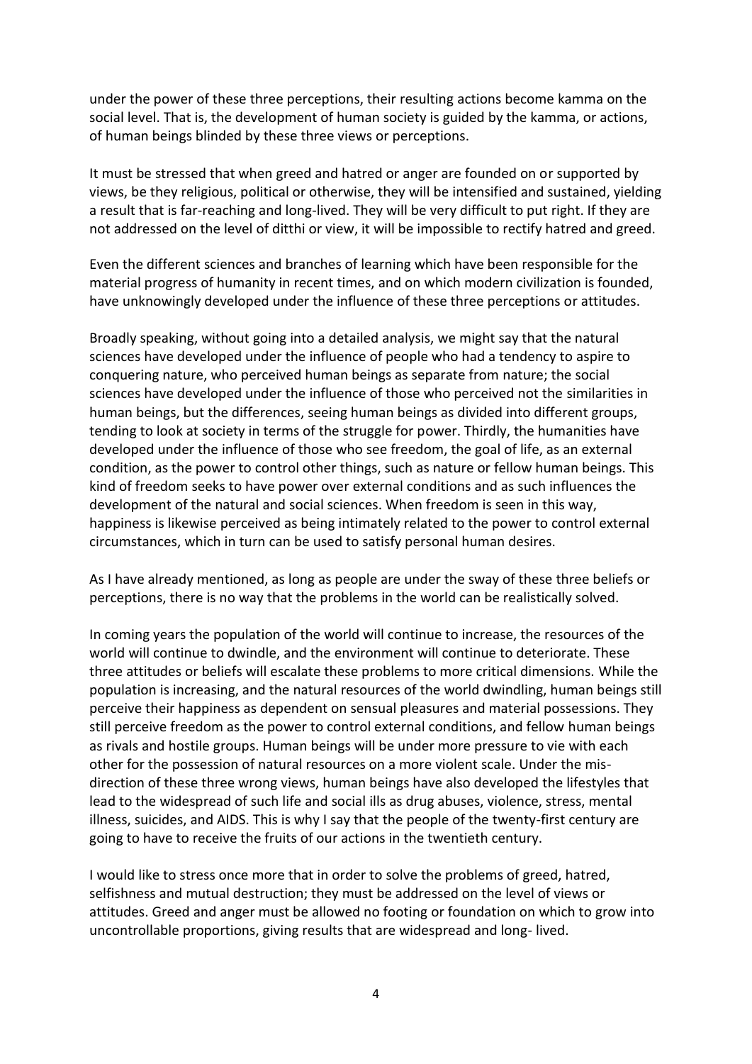under the power of these three perceptions, their resulting actions become kamma on the social level. That is, the development of human society is guided by the kamma, or actions, of human beings blinded by these three views or perceptions.

It must be stressed that when greed and hatred or anger are founded on or supported by views, be they religious, political or otherwise, they will be intensified and sustained, yielding a result that is far-reaching and long-lived. They will be very difficult to put right. If they are not addressed on the level of ditthi or view, it will be impossible to rectify hatred and greed.

Even the different sciences and branches of learning which have been responsible for the material progress of humanity in recent times, and on which modern civilization is founded, have unknowingly developed under the influence of these three perceptions or attitudes.

Broadly speaking, without going into a detailed analysis, we might say that the natural sciences have developed under the influence of people who had a tendency to aspire to conquering nature, who perceived human beings as separate from nature; the social sciences have developed under the influence of those who perceived not the similarities in human beings, but the differences, seeing human beings as divided into different groups, tending to look at society in terms of the struggle for power. Thirdly, the humanities have developed under the influence of those who see freedom, the goal of life, as an external condition, as the power to control other things, such as nature or fellow human beings. This kind of freedom seeks to have power over external conditions and as such influences the development of the natural and social sciences. When freedom is seen in this way, happiness is likewise perceived as being intimately related to the power to control external circumstances, which in turn can be used to satisfy personal human desires.

As I have already mentioned, as long as people are under the sway of these three beliefs or perceptions, there is no way that the problems in the world can be realistically solved.

In coming years the population of the world will continue to increase, the resources of the world will continue to dwindle, and the environment will continue to deteriorate. These three attitudes or beliefs will escalate these problems to more critical dimensions. While the population is increasing, and the natural resources of the world dwindling, human beings still perceive their happiness as dependent on sensual pleasures and material possessions. They still perceive freedom as the power to control external conditions, and fellow human beings as rivals and hostile groups. Human beings will be under more pressure to vie with each other for the possession of natural resources on a more violent scale. Under the mis-direction of these three wrong views, human beings have also developed the lifestyles that lead to the widespread of such life and social ills as drug abuses, violence, stress, mental illness, suicides, and AIDS. This is why I say that the people of the twenty-first century are going to have to receive the fruits of our actions in the twentieth century.

I would like to stress once more that in order to solve the problems of greed, hatred, selfishness and mutual destruction; they must be addressed on the level of views or attitudes. Greed and anger must be allowed no footing or foundation on which to grow into uncontrollable proportions, giving results that are widespread and long- lived.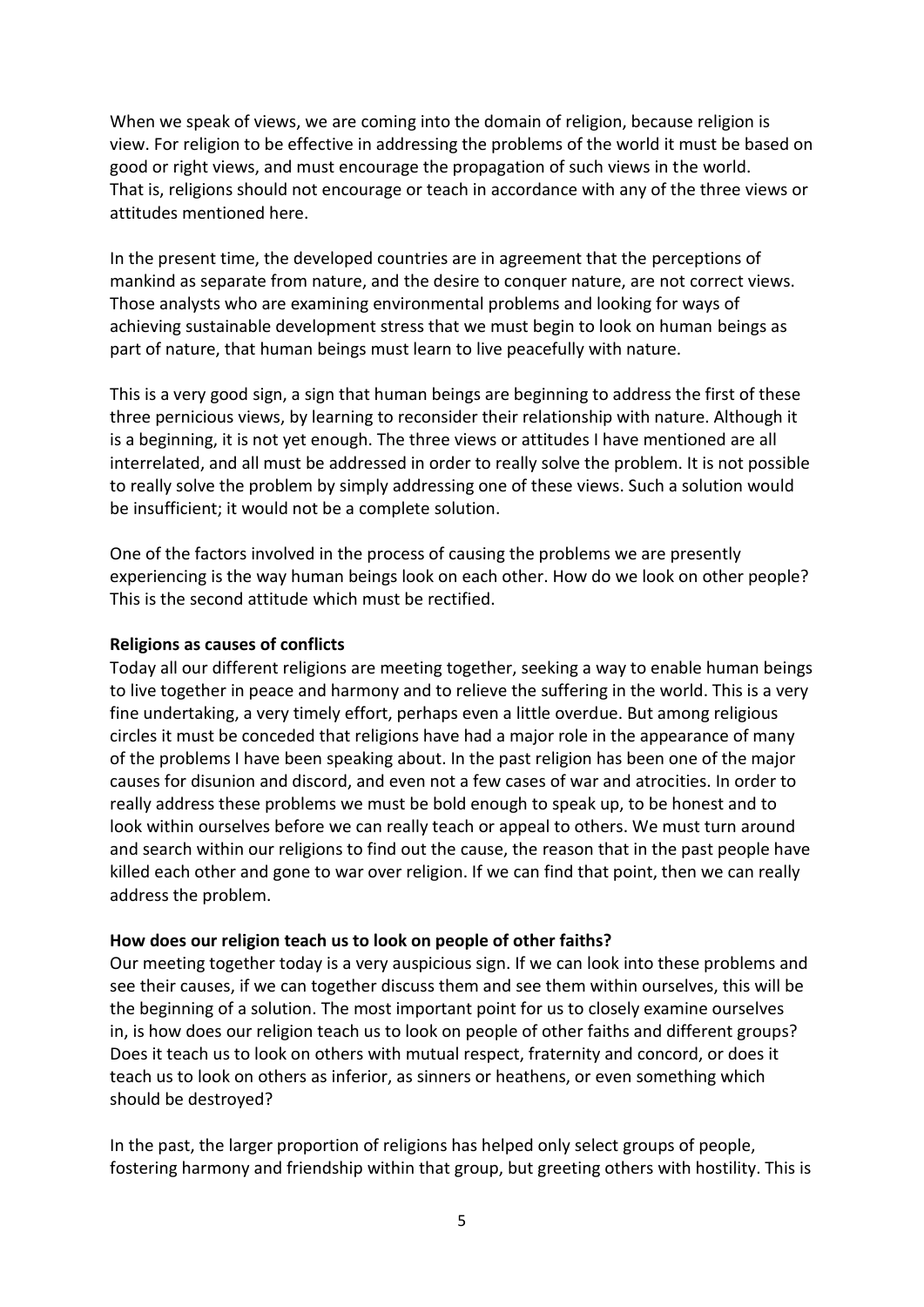When we speak of views, we are coming into the domain of religion, because religion is view. For religion to be effective in addressing the problems of the world it must be based on good or right views, and must encourage the propagation of such views in the world. That is, religions should not encourage or teach in accordance with any of the three views or attitudes mentioned here.

In the present time, the developed countries are in agreement that the perceptions of mankind as separate from nature, and the desire to conquer nature, are not correct views. Those analysts who are examining environmental problems and looking for ways of achieving sustainable development stress that we must begin to look on human beings as part of nature, that human beings must learn to live peacefully with nature.

This is a very good sign, a sign that human beings are beginning to address the first of these three pernicious views, by learning to reconsider their relationship with nature. Although it is a beginning, it is not yet enough. The three views or attitudes I have mentioned are all interrelated, and all must be addressed in order to really solve the problem. It is not possible to really solve the problem by simply addressing one of these views. Such a solution would be insufficient; it would not be a complete solution.

One of the factors involved in the process of causing the problems we are presently experiencing is the way human beings look on each other. How do we look on other people? This is the second attitude which must be rectified.

**Religions as causes of conflicts**

Today all our different religions are meeting together, seeking a way to enable human beings to live together in peace and harmony and to relieve the suffering in the world. This is a very fine undertaking, a very timely effort, perhaps even a little overdue. But among religious circles it must be conceded that religions have had a major role in the appearance of many of the problems I have been speaking about. In the past religion has been one of the major causes for disunion and discord, and even not a few cases of war and atrocities. In order to really address these problems we must be bold enough to speak up, to be honest and to look within ourselves before we can really teach or appeal to others. We must turn around and search within our religions to find out the cause, the reason that in the past people have killed each other and gone to war over religion. If we can find that point, then we can really address the problem.

**How does our religion teach us to look on people of other faiths?**

Our meeting together today is a very auspicious sign. If we can look into these problems and see their causes, if we can together discuss them and see them within ourselves, this will be the beginning of a solution. The most important point for us to closely examine ourselves in, is how does our religion teach us to look on people of other faiths and different groups? Does it teach us to look on others with mutual respect, fraternity and concord, or does it teach us to look on others as inferior, as sinners or heathens, or even something which should be destroyed?

In the past, the larger proportion of religions has helped only select groups of people, fostering harmony and friendship within that group, but greeting others with hostility. This is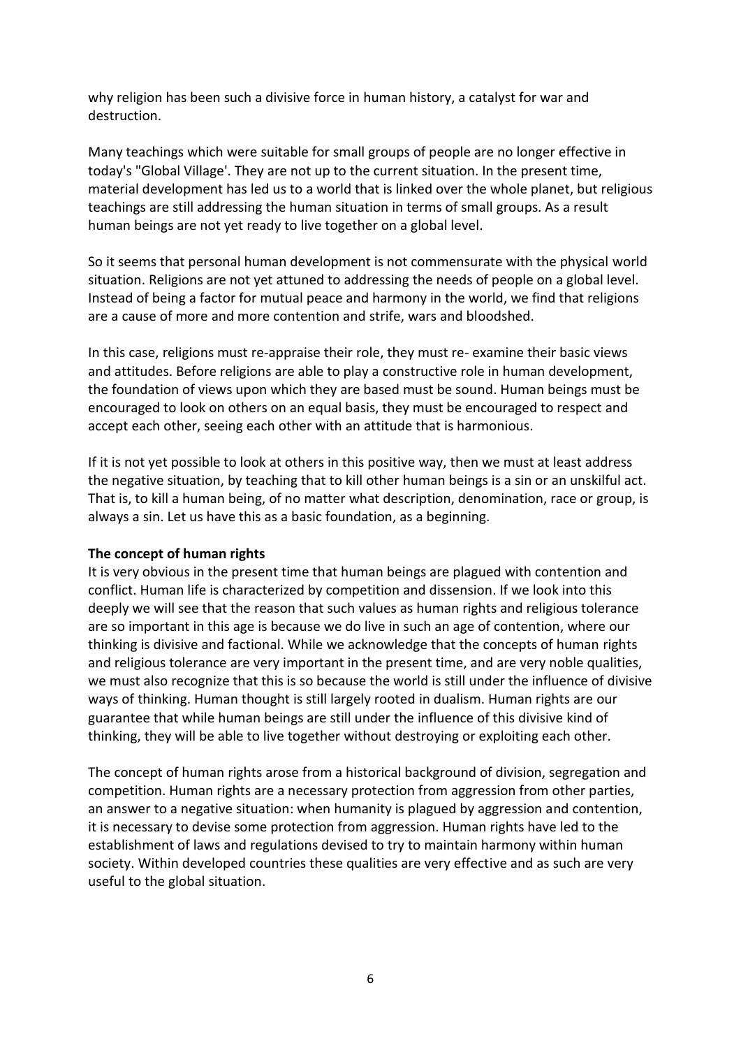why religion has been such a divisive force in human history, a catalyst for war and destruction.

Many teachings which were suitable for small groups of people are no longer effective in today's "Global Village'. They are not up to the current situation. In the present time, material development has led us to a world that is linked over the whole planet, but religious teachings are still addressing the human situation in terms of small groups. As a result human beings are not yet ready to live together on a global level.

So it seems that personal human development is not commensurate with the physical world situation. Religions are not yet attuned to addressing the needs of people on a global level. Instead of being a factor for mutual peace and harmony in the world, we find that religions are a cause of more and more contention and strife, wars and bloodshed.

In this case, religions must re-appraise their role, they must re- examine their basic views and attitudes. Before religions are able to play a constructive role in human development, the foundation of views upon which they are based must be sound. Human beings must be encouraged to look on others on an equal basis, they must be encouraged to respect and accept each other, seeing each other with an attitude that is harmonious.

If it is not yet possible to look at others in this positive way, then we must at least address the negative situation, by teaching that to kill other human beings is a sin or an unskilful act. That is, to kill a human being, of no matter what description, denomination, race or group, is always a sin. Let us have this as a basic foundation, as a beginning.

**The concept of human rights**

It is very obvious in the present time that human beings are plagued with contention and conflict. Human life is characterized by competition and dissension. If we look into this deeply we will see that the reason that such values as human rights and religious tolerance are so important in this age is because we do live in such an age of contention, where our thinking is divisive and factional. While we acknowledge that the concepts of human rights and religious tolerance are very important in the present time, and are very noble qualities, we must also recognize that this is so because the world is still under the influence of divisive ways of thinking. Human thought is still largely rooted in dualism. Human rights are our guarantee that while human beings are still under the influence of this divisive kind of thinking, they will be able to live together without destroying or exploiting each other.

The concept of human rights arose from a historical background of division, segregation and competition. Human rights are a necessary protection from aggression from other parties, an answer to a negative situation: when humanity is plagued by aggression and contention, it is necessary to devise some protection from aggression. Human rights have led to the establishment of laws and regulations devised to try to maintain harmony within human society. Within developed countries these qualities are very effective and as such are very useful to the global situation.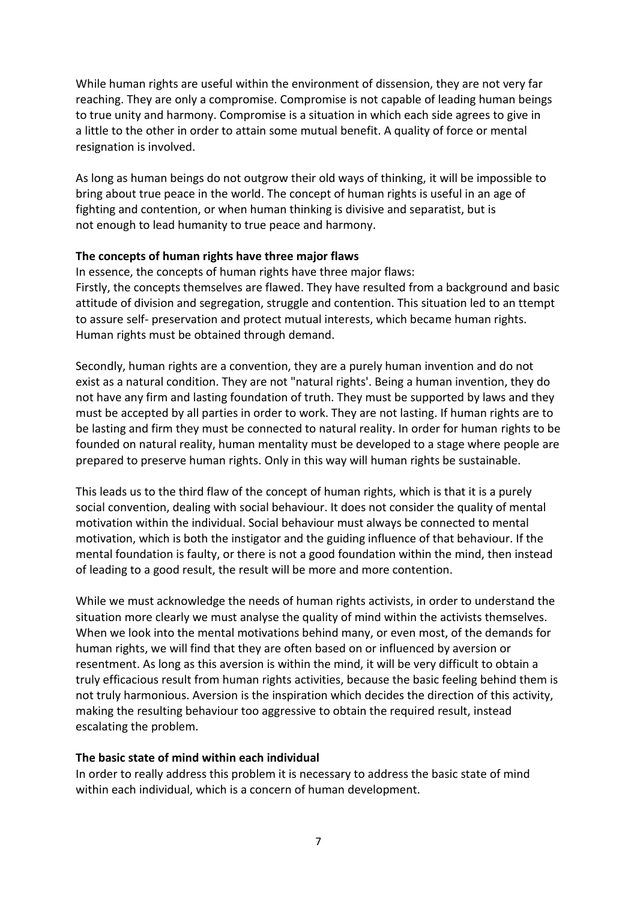While human rights are useful within the environment of dissension, they are not very far reaching. They are only a compromise. Compromise is not capable of leading human beings to true unity and harmony. Compromise is a situation in which each side agrees to give in a little to the other in order to attain some mutual benefit. A quality of force or mental resignation is involved.

As long as human beings do not outgrow their old ways of thinking, it will be impossible to bring about true peace in the world. The concept of human rights is useful in an age of fighting and contention, or when human thinking is divisive and separatist, but is not enough to lead humanity to true peace and harmony.

**The concepts of human rights have three major flaws**

In essence, the concepts of human rights have three major flaws:
Firstly, the concepts themselves are flawed. They have resulted from a background and basic attitude of division and segregation, struggle and contention. This situation led to an ttempt to assure self- preservation and protect mutual interests, which became human rights. Human rights must be obtained through demand.

Secondly, human rights are a convention, they are a purely human invention and do not exist as a natural condition. They are not "natural rights'. Being a human invention, they do not have any firm and lasting foundation of truth. They must be supported by laws and they must be accepted by all parties in order to work. They are not lasting. If human rights are to be lasting and firm they must be connected to natural reality. In order for human rights to be founded on natural reality, human mentality must be developed to a stage where people are prepared to preserve human rights. Only in this way will human rights be sustainable.

This leads us to the third flaw of the concept of human rights, which is that it is a purely social convention, dealing with social behaviour. It does not consider the quality of mental motivation within the individual. Social behaviour must always be connected to mental motivation, which is both the instigator and the guiding influence of that behaviour. If the mental foundation is faulty, or there is not a good foundation within the mind, then instead of leading to a good result, the result will be more and more contention.

While we must acknowledge the needs of human rights activists, in order to understand the situation more clearly we must analyse the quality of mind within the activists themselves. When we look into the mental motivations behind many, or even most, of the demands for human rights, we will find that they are often based on or influenced by aversion or resentment. As long as this aversion is within the mind, it will be very difficult to obtain a truly efficacious result from human rights activities, because the basic feeling behind them is not truly harmonious. Aversion is the inspiration which decides the direction of this activity, making the resulting behaviour too aggressive to obtain the required result, instead escalating the problem.

**The basic state of mind within each individual**

In order to really address this problem it is necessary to address the basic state of mind within each individual, which is a concern of human development.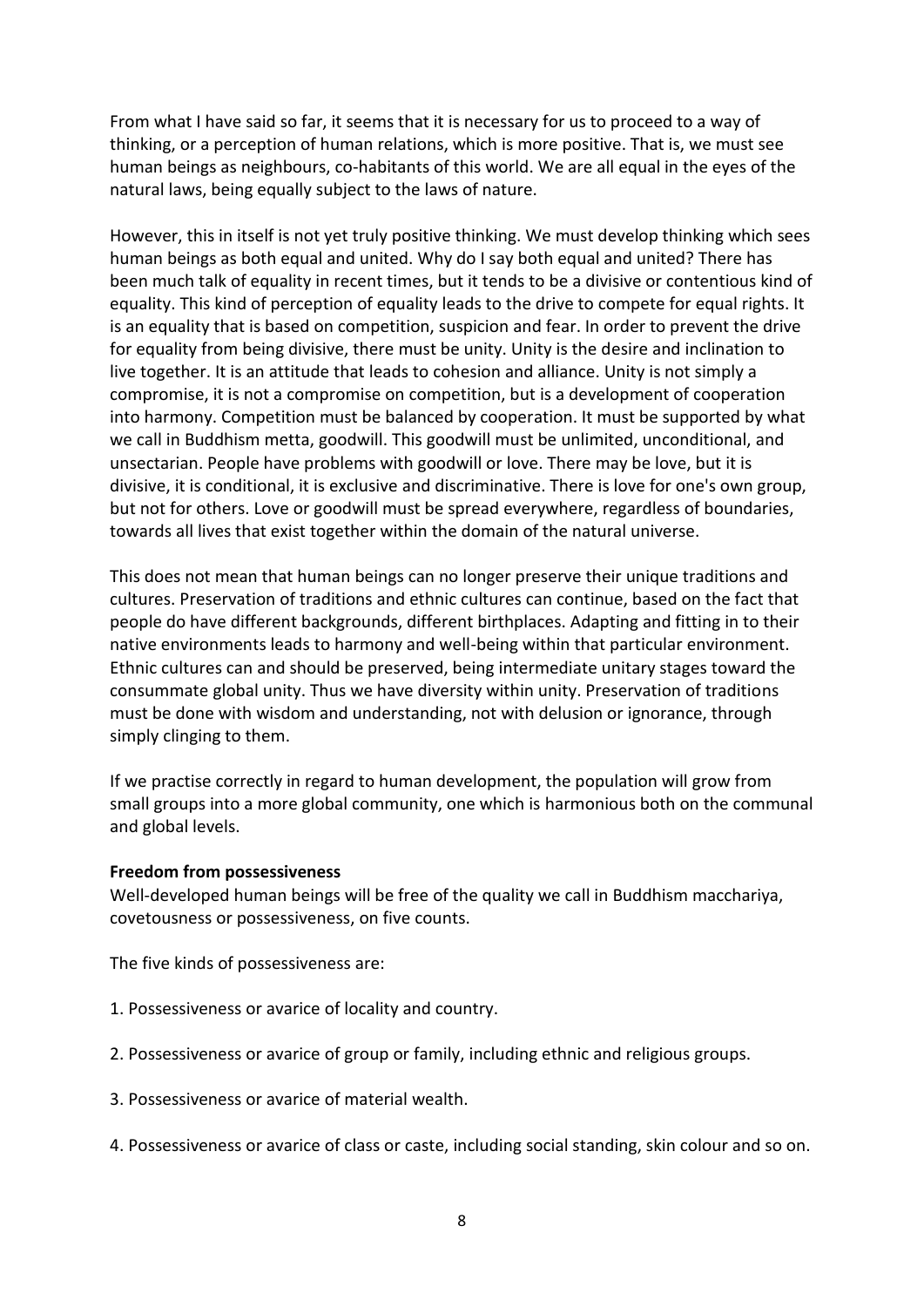From what I have said so far, it seems that it is necessary for us to proceed to a way of thinking, or a perception of human relations, which is more positive. That is, we must see human beings as neighbours, co-habitants of this world. We are all equal in the eyes of the natural laws, being equally subject to the laws of nature.

However, this in itself is not yet truly positive thinking. We must develop thinking which sees human beings as both equal and united. Why do I say both equal and united? There has been much talk of equality in recent times, but it tends to be a divisive or contentious kind of equality. This kind of perception of equality leads to the drive to compete for equal rights. It is an equality that is based on competition, suspicion and fear. In order to prevent the drive for equality from being divisive, there must be unity. Unity is the desire and inclination to live together. It is an attitude that leads to cohesion and alliance. Unity is not simply a compromise, it is not a compromise on competition, but is a development of cooperation into harmony. Competition must be balanced by cooperation. It must be supported by what we call in Buddhism metta, goodwill. This goodwill must be unlimited, unconditional, and unsectarian. People have problems with goodwill or love. There may be love, but it is divisive, it is conditional, it is exclusive and discriminative. There is love for one's own group, but not for others. Love or goodwill must be spread everywhere, regardless of boundaries, towards all lives that exist together within the domain of the natural universe.

This does not mean that human beings can no longer preserve their unique traditions and cultures. Preservation of traditions and ethnic cultures can continue, based on the fact that people do have different backgrounds, different birthplaces. Adapting and fitting in to their native environments leads to harmony and well-being within that particular environment. Ethnic cultures can and should be preserved, being intermediate unitary stages toward the consummate global unity. Thus we have diversity within unity. Preservation of traditions must be done with wisdom and understanding, not with delusion or ignorance, through simply clinging to them.

If we practise correctly in regard to human development, the population will grow from small groups into a more global community, one which is harmonious both on the communal and global levels.

**Freedom from possessiveness**

Well-developed human beings will be free of the quality we call in Buddhism macchariya, covetousness or possessiveness, on five counts.

The five kinds of possessiveness are:

1. Possessiveness or avarice of locality and country.

2. Possessiveness or avarice of group or family, including ethnic and religious groups.

3. Possessiveness or avarice of material wealth.

4. Possessiveness or avarice of class or caste, including social standing, skin colour and so on.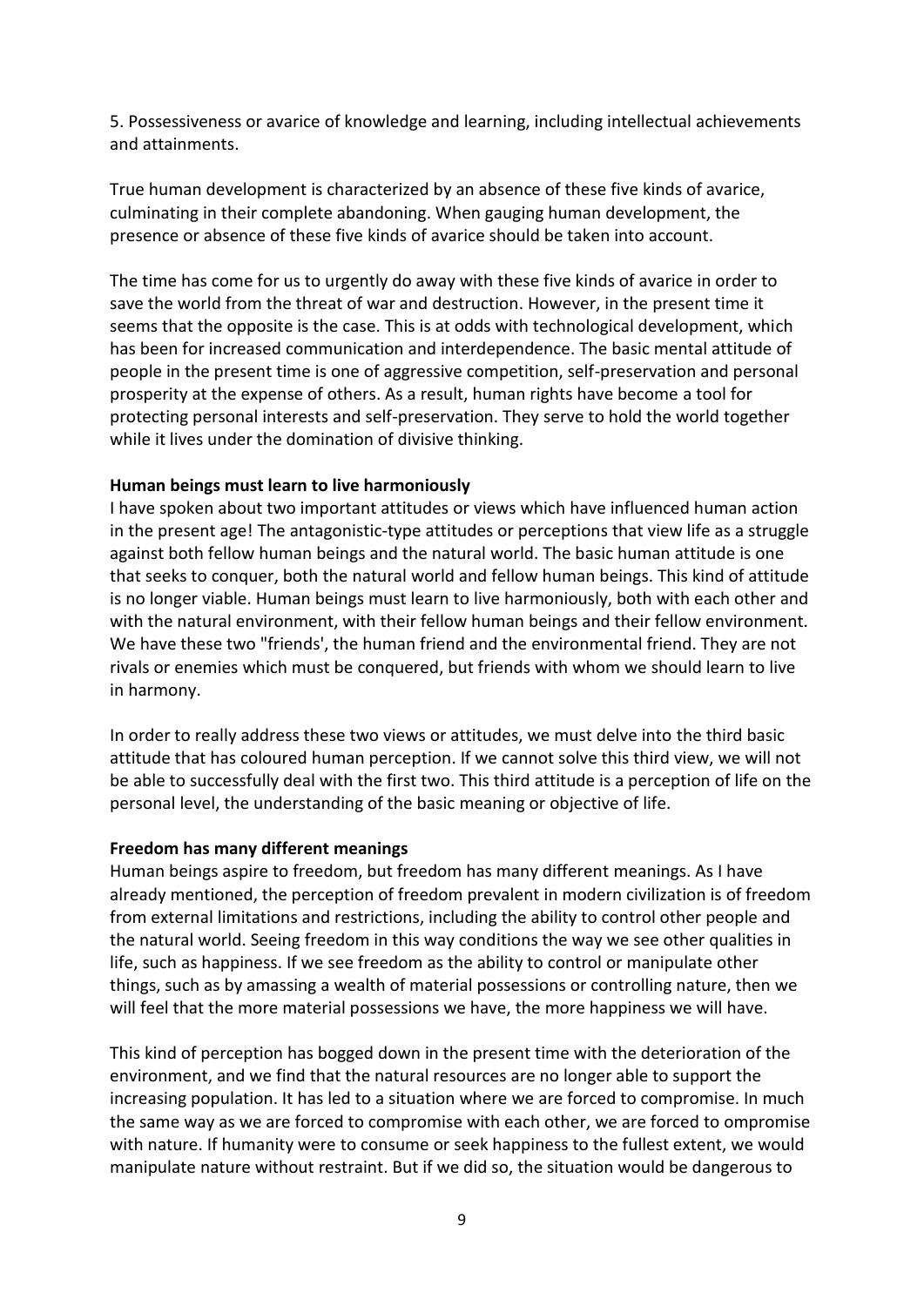5. Possessiveness or avarice of knowledge and learning, including intellectual achievements and attainments.

True human development is characterized by an absence of these five kinds of avarice, culminating in their complete abandoning. When gauging human development, the presence or absence of these five kinds of avarice should be taken into account.

The time has come for us to urgently do away with these five kinds of avarice in order to save the world from the threat of war and destruction. However, in the present time it seems that the opposite is the case. This is at odds with technological development, which has been for increased communication and interdependence. The basic mental attitude of people in the present time is one of aggressive competition, self-preservation and personal prosperity at the expense of others. As a result, human rights have become a tool for protecting personal interests and self-preservation. They serve to hold the world together while it lives under the domination of divisive thinking.

**Human beings must learn to live harmoniously**

I have spoken about two important attitudes or views which have influenced human action in the present age! The antagonistic-type attitudes or perceptions that view life as a struggle against both fellow human beings and the natural world. The basic human attitude is one that seeks to conquer, both the natural world and fellow human beings. This kind of attitude is no longer viable. Human beings must learn to live harmoniously, both with each other and with the natural environment, with their fellow human beings and their fellow environment. We have these two "friends', the human friend and the environmental friend. They are not rivals or enemies which must be conquered, but friends with whom we should learn to live in harmony.

In order to really address these two views or attitudes, we must delve into the third basic attitude that has coloured human perception. If we cannot solve this third view, we will not be able to successfully deal with the first two. This third attitude is a perception of life on the personal level, the understanding of the basic meaning or objective of life.

**Freedom has many different meanings**

Human beings aspire to freedom, but freedom has many different meanings. As I have already mentioned, the perception of freedom prevalent in modern civilization is of freedom from external limitations and restrictions, including the ability to control other people and the natural world. Seeing freedom in this way conditions the way we see other qualities in life, such as happiness. If we see freedom as the ability to control or manipulate other things, such as by amassing a wealth of material possessions or controlling nature, then we will feel that the more material possessions we have, the more happiness we will have.

This kind of perception has bogged down in the present time with the deterioration of the environment, and we find that the natural resources are no longer able to support the increasing population. It has led to a situation where we are forced to compromise. In much the same way as we are forced to compromise with each other, we are forced to ompromise with nature. If humanity were to consume or seek happiness to the fullest extent, we would manipulate nature without restraint. But if we did so, the situation would be dangerous to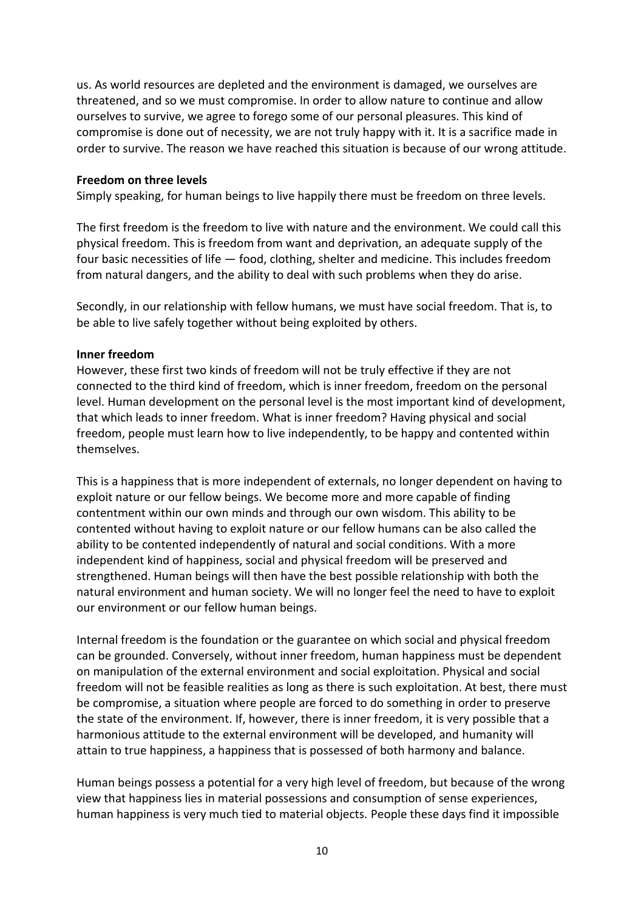us. As world resources are depleted and the environment is damaged, we ourselves are threatened, and so we must compromise. In order to allow nature to continue and allow ourselves to survive, we agree to forego some of our personal pleasures. This kind of compromise is done out of necessity, we are not truly happy with it. It is a sacrifice made in order to survive. The reason we have reached this situation is because of our wrong attitude.

**Freedom on three levels**

Simply speaking, for human beings to live happily there must be freedom on three levels.

The first freedom is the freedom to live with nature and the environment. We could call this physical freedom. This is freedom from want and deprivation, an adequate supply of the four basic necessities of life — food, clothing, shelter and medicine. This includes freedom from natural dangers, and the ability to deal with such problems when they do arise.

Secondly, in our relationship with fellow humans, we must have social freedom. That is, to be able to live safely together without being exploited by others.

**Inner freedom**

However, these first two kinds of freedom will not be truly effective if they are not connected to the third kind of freedom, which is inner freedom, freedom on the personal level. Human development on the personal level is the most important kind of development, that which leads to inner freedom. What is inner freedom? Having physical and social freedom, people must learn how to live independently, to be happy and contented within themselves.

This is a happiness that is more independent of externals, no longer dependent on having to exploit nature or our fellow beings. We become more and more capable of finding contentment within our own minds and through our own wisdom. This ability to be contented without having to exploit nature or our fellow humans can be also called the ability to be contented independently of natural and social conditions. With a more independent kind of happiness, social and physical freedom will be preserved and strengthened. Human beings will then have the best possible relationship with both the natural environment and human society. We will no longer feel the need to have to exploit our environment or our fellow human beings.

Internal freedom is the foundation or the guarantee on which social and physical freedom can be grounded. Conversely, without inner freedom, human happiness must be dependent on manipulation of the external environment and social exploitation. Physical and social freedom will not be feasible realities as long as there is such exploitation. At best, there must be compromise, a situation where people are forced to do something in order to preserve the state of the environment. If, however, there is inner freedom, it is very possible that a harmonious attitude to the external environment will be developed, and humanity will attain to true happiness, a happiness that is possessed of both harmony and balance.

Human beings possess a potential for a very high level of freedom, but because of the wrong view that happiness lies in material possessions and consumption of sense experiences, human happiness is very much tied to material objects. People these days find it impossible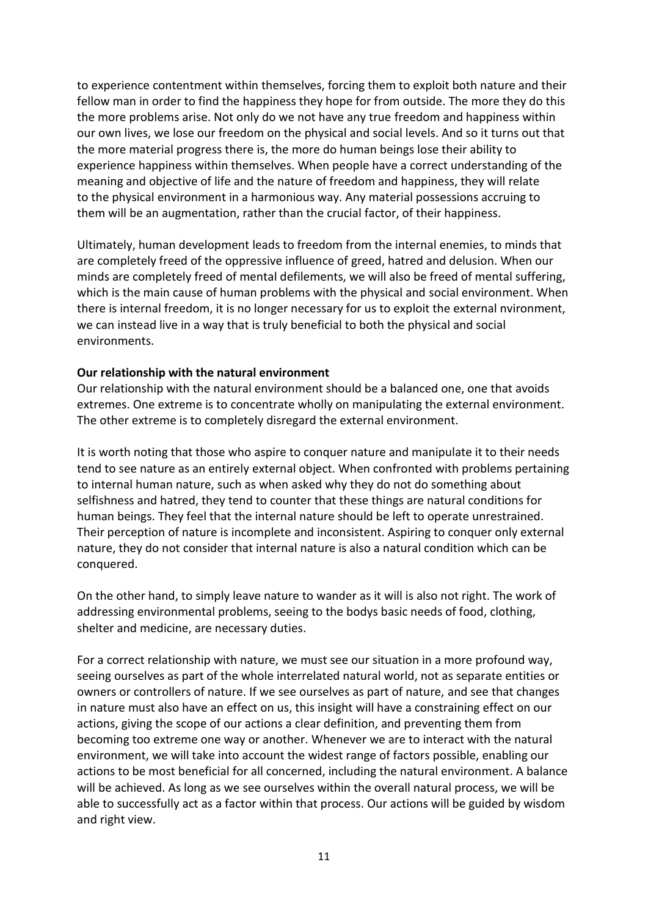to experience contentment within themselves, forcing them to exploit both nature and their fellow man in order to find the happiness they hope for from outside. The more they do this the more problems arise. Not only do we not have any true freedom and happiness within our own lives, we lose our freedom on the physical and social levels. And so it turns out that the more material progress there is, the more do human beings lose their ability to experience happiness within themselves. When people have a correct understanding of the meaning and objective of life and the nature of freedom and happiness, they will relate to the physical environment in a harmonious way. Any material possessions accruing to them will be an augmentation, rather than the crucial factor, of their happiness.

Ultimately, human development leads to freedom from the internal enemies, to minds that are completely freed of the oppressive influence of greed, hatred and delusion. When our minds are completely freed of mental defilements, we will also be freed of mental suffering, which is the main cause of human problems with the physical and social environment. When there is internal freedom, it is no longer necessary for us to exploit the external nvironment, we can instead live in a way that is truly beneficial to both the physical and social environments.

**Our relationship with the natural environment**

Our relationship with the natural environment should be a balanced one, one that avoids extremes. One extreme is to concentrate wholly on manipulating the external environment. The other extreme is to completely disregard the external environment.

It is worth noting that those who aspire to conquer nature and manipulate it to their needs tend to see nature as an entirely external object. When confronted with problems pertaining to internal human nature, such as when asked why they do not do something about selfishness and hatred, they tend to counter that these things are natural conditions for human beings. They feel that the internal nature should be left to operate unrestrained. Their perception of nature is incomplete and inconsistent. Aspiring to conquer only external nature, they do not consider that internal nature is also a natural condition which can be conquered.

On the other hand, to simply leave nature to wander as it will is also not right. The work of addressing environmental problems, seeing to the bodys basic needs of food, clothing, shelter and medicine, are necessary duties.

For a correct relationship with nature, we must see our situation in a more profound way, seeing ourselves as part of the whole interrelated natural world, not as separate entities or owners or controllers of nature. If we see ourselves as part of nature, and see that changes in nature must also have an effect on us, this insight will have a constraining effect on our actions, giving the scope of our actions a clear definition, and preventing them from becoming too extreme one way or another. Whenever we are to interact with the natural environment, we will take into account the widest range of factors possible, enabling our actions to be most beneficial for all concerned, including the natural environment. A balance will be achieved. As long as we see ourselves within the overall natural process, we will be able to successfully act as a factor within that process. Our actions will be guided by wisdom and right view.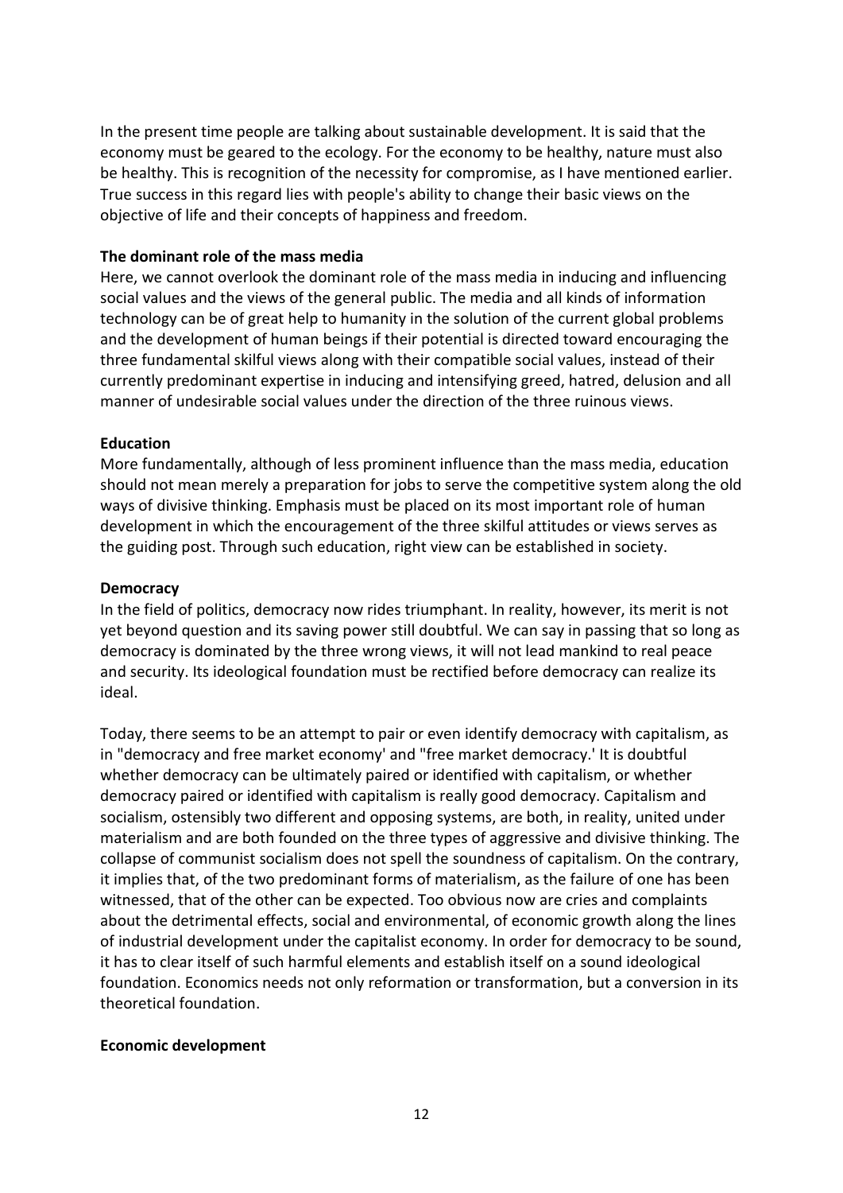In the present time people are talking about sustainable development. It is said that the economy must be geared to the ecology. For the economy to be healthy, nature must also be healthy. This is recognition of the necessity for compromise, as I have mentioned earlier. True success in this regard lies with people's ability to change their basic views on the objective of life and their concepts of happiness and freedom.

**The dominant role of the mass media**

Here, we cannot overlook the dominant role of the mass media in inducing and influencing social values and the views of the general public. The media and all kinds of information technology can be of great help to humanity in the solution of the current global problems and the development of human beings if their potential is directed toward encouraging the three fundamental skilful views along with their compatible social values, instead of their currently predominant expertise in inducing and intensifying greed, hatred, delusion and all manner of undesirable social values under the direction of the three ruinous views.

**Education**

More fundamentally, although of less prominent influence than the mass media, education should not mean merely a preparation for jobs to serve the competitive system along the old ways of divisive thinking. Emphasis must be placed on its most important role of human development in which the encouragement of the three skilful attitudes or views serves as the guiding post. Through such education, right view can be established in society.

**Democracy**

In the field of politics, democracy now rides triumphant. In reality, however, its merit is not yet beyond question and its saving power still doubtful. We can say in passing that so long as democracy is dominated by the three wrong views, it will not lead mankind to real peace and security. Its ideological foundation must be rectified before democracy can realize its ideal.

Today, there seems to be an attempt to pair or even identify democracy with capitalism, as in "democracy and free market economy' and "free market democracy.' It is doubtful whether democracy can be ultimately paired or identified with capitalism, or whether democracy paired or identified with capitalism is really good democracy. Capitalism and socialism, ostensibly two different and opposing systems, are both, in reality, united under materialism and are both founded on the three types of aggressive and divisive thinking. The collapse of communist socialism does not spell the soundness of capitalism. On the contrary, it implies that, of the two predominant forms of materialism, as the failure of one has been witnessed, that of the other can be expected. Too obvious now are cries and complaints about the detrimental effects, social and environmental, of economic growth along the lines of industrial development under the capitalist economy. In order for democracy to be sound, it has to clear itself of such harmful elements and establish itself on a sound ideological foundation. Economics needs not only reformation or transformation, but a conversion in its theoretical foundation.

**Economic development**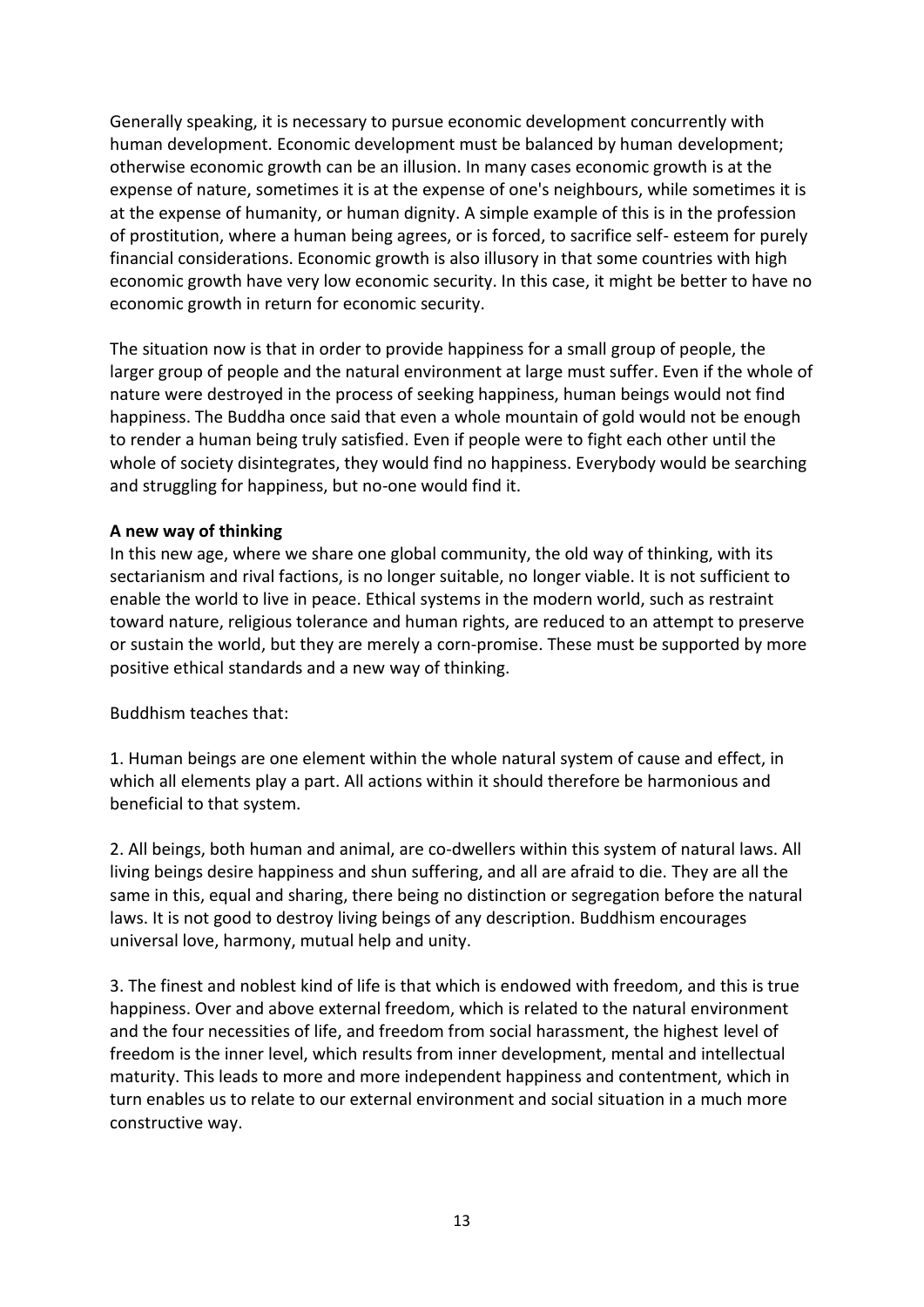Generally speaking, it is necessary to pursue economic development concurrently with human development. Economic development must be balanced by human development; otherwise economic growth can be an illusion. In many cases economic growth is at the expense of nature, sometimes it is at the expense of one's neighbours, while sometimes it is at the expense of humanity, or human dignity. A simple example of this is in the profession of prostitution, where a human being agrees, or is forced, to sacrifice self- esteem for purely financial considerations. Economic growth is also illusory in that some countries with high economic growth have very low economic security. In this case, it might be better to have no economic growth in return for economic security.

The situation now is that in order to provide happiness for a small group of people, the larger group of people and the natural environment at large must suffer. Even if the whole of nature were destroyed in the process of seeking happiness, human beings would not find happiness. The Buddha once said that even a whole mountain of gold would not be enough to render a human being truly satisfied. Even if people were to fight each other until the whole of society disintegrates, they would find no happiness. Everybody would be searching and struggling for happiness, but no-one would find it.

**A new way of thinking**

In this new age, where we share one global community, the old way of thinking, with its sectarianism and rival factions, is no longer suitable, no longer viable. It is not sufficient to enable the world to live in peace. Ethical systems in the modern world, such as restraint toward nature, religious tolerance and human rights, are reduced to an attempt to preserve or sustain the world, but they are merely a corn-promise. These must be supported by more positive ethical standards and a new way of thinking.

Buddhism teaches that:

1. Human beings are one element within the whole natural system of cause and effect, in which all elements play a part. All actions within it should therefore be harmonious and beneficial to that system.

2. All beings, both human and animal, are co-dwellers within this system of natural laws. All living beings desire happiness and shun suffering, and all are afraid to die. They are all the same in this, equal and sharing, there being no distinction or segregation before the natural laws. It is not good to destroy living beings of any description. Buddhism encourages universal love, harmony, mutual help and unity.

3. The finest and noblest kind of life is that which is endowed with freedom, and this is true happiness. Over and above external freedom, which is related to the natural environment and the four necessities of life, and freedom from social harassment, the highest level of freedom is the inner level, which results from inner development, mental and intellectual maturity. This leads to more and more independent happiness and contentment, which in turn enables us to relate to our external environment and social situation in a much more constructive way.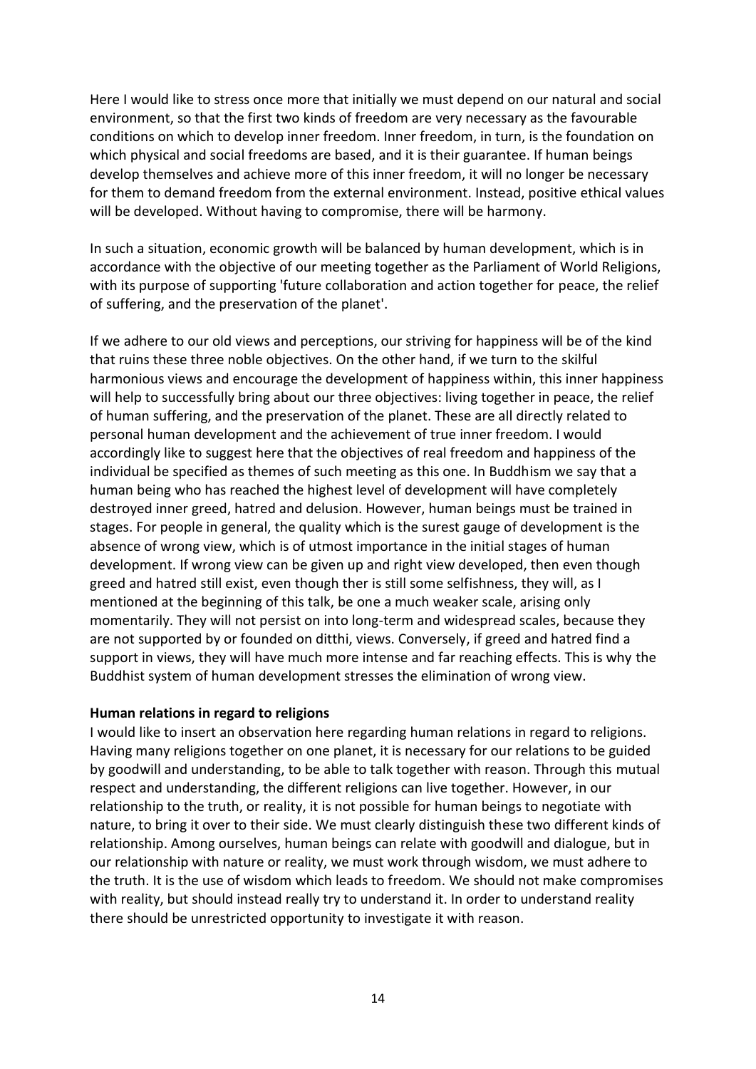Here I would like to stress once more that initially we must depend on our natural and social environment, so that the first two kinds of freedom are very necessary as the favourable conditions on which to develop inner freedom. Inner freedom, in turn, is the foundation on which physical and social freedoms are based, and it is their guarantee. If human beings develop themselves and achieve more of this inner freedom, it will no longer be necessary for them to demand freedom from the external environment. Instead, positive ethical values will be developed. Without having to compromise, there will be harmony.

In such a situation, economic growth will be balanced by human development, which is in accordance with the objective of our meeting together as the Parliament of World Religions, with its purpose of supporting 'future collaboration and action together for peace, the relief of suffering, and the preservation of the planet'.

If we adhere to our old views and perceptions, our striving for happiness will be of the kind that ruins these three noble objectives. On the other hand, if we turn to the skilful harmonious views and encourage the development of happiness within, this inner happiness will help to successfully bring about our three objectives: living together in peace, the relief of human suffering, and the preservation of the planet. These are all directly related to personal human development and the achievement of true inner freedom. I would accordingly like to suggest here that the objectives of real freedom and happiness of the individual be specified as themes of such meeting as this one. In Buddhism we say that a human being who has reached the highest level of development will have completely destroyed inner greed, hatred and delusion. However, human beings must be trained in stages. For people in general, the quality which is the surest gauge of development is the absence of wrong view, which is of utmost importance in the initial stages of human development. If wrong view can be given up and right view developed, then even though greed and hatred still exist, even though ther is still some selfishness, they will, as I mentioned at the beginning of this talk, be one a much weaker scale, arising only momentarily. They will not persist on into long-term and widespread scales, because they are not supported by or founded on ditthi, views. Conversely, if greed and hatred find a support in views, they will have much more intense and far reaching effects. This is why the Buddhist system of human development stresses the elimination of wrong view.

**Human relations in regard to religions**

I would like to insert an observation here regarding human relations in regard to religions. Having many religions together on one planet, it is necessary for our relations to be guided by goodwill and understanding, to be able to talk together with reason. Through this mutual respect and understanding, the different religions can live together. However, in our relationship to the truth, or reality, it is not possible for human beings to negotiate with nature, to bring it over to their side. We must clearly distinguish these two different kinds of relationship. Among ourselves, human beings can relate with goodwill and dialogue, but in our relationship with nature or reality, we must work through wisdom, we must adhere to the truth. It is the use of wisdom which leads to freedom. We should not make compromises with reality, but should instead really try to understand it. In order to understand reality there should be unrestricted opportunity to investigate it with reason.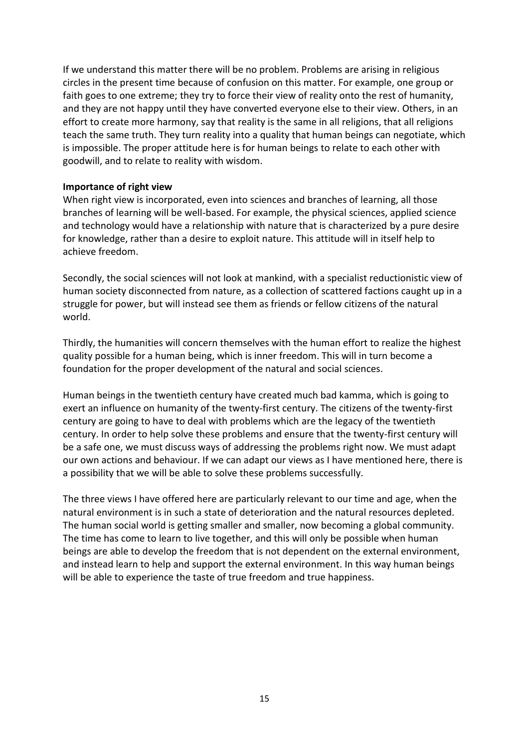If we understand this matter there will be no problem. Problems are arising in religious circles in the present time because of confusion on this matter. For example, one group or faith goes to one extreme; they try to force their view of reality onto the rest of humanity, and they are not happy until they have converted everyone else to their view. Others, in an effort to create more harmony, say that reality is the same in all religions, that all religions teach the same truth. They turn reality into a quality that human beings can negotiate, which is impossible. The proper attitude here is for human beings to relate to each other with goodwill, and to relate to reality with wisdom.

**Importance of right view**

When right view is incorporated, even into sciences and branches of learning, all those branches of learning will be well-based. For example, the physical sciences, applied science and technology would have a relationship with nature that is characterized by a pure desire for knowledge, rather than a desire to exploit nature. This attitude will in itself help to achieve freedom.

Secondly, the social sciences will not look at mankind, with a specialist reductionistic view of human society disconnected from nature, as a collection of scattered factions caught up in a struggle for power, but will instead see them as friends or fellow citizens of the natural world.

Thirdly, the humanities will concern themselves with the human effort to realize the highest quality possible for a human being, which is inner freedom. This will in turn become a foundation for the proper development of the natural and social sciences.

Human beings in the twentieth century have created much bad kamma, which is going to exert an influence on humanity of the twenty-first century. The citizens of the twenty-first century are going to have to deal with problems which are the legacy of the twentieth century. In order to help solve these problems and ensure that the twenty-first century will be a safe one, we must discuss ways of addressing the problems right now. We must adapt our own actions and behaviour. If we can adapt our views as I have mentioned here, there is a possibility that we will be able to solve these problems successfully.

The three views I have offered here are particularly relevant to our time and age, when the natural environment is in such a state of deterioration and the natural resources depleted. The human social world is getting smaller and smaller, now becoming a global community. The time has come to learn to live together, and this will only be possible when human beings are able to develop the freedom that is not dependent on the external environment, and instead learn to help and support the external environment. In this way human beings will be able to experience the taste of true freedom and true happiness.